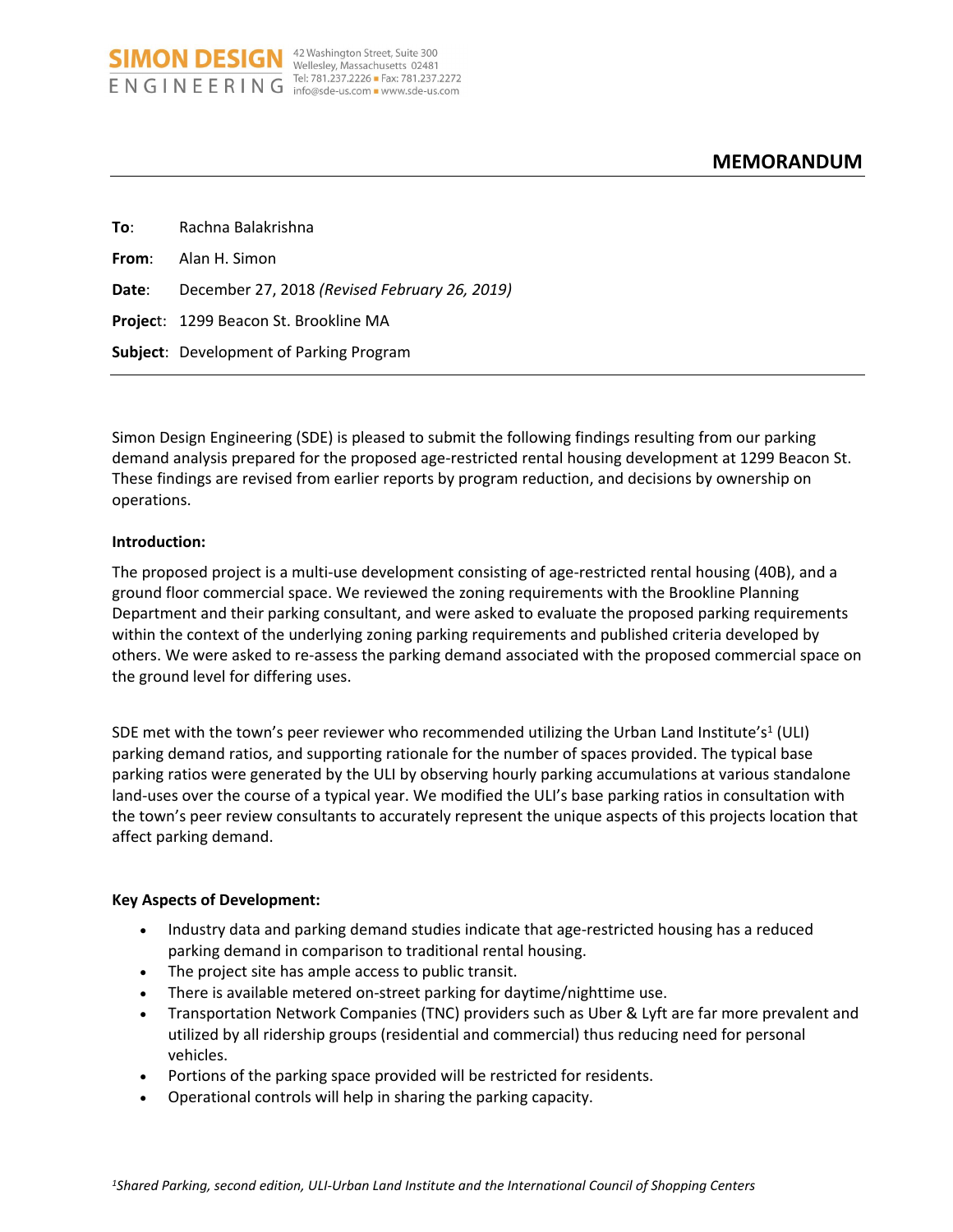SIMON DESIGN ENGINEERING
42 Washington Street, Suite 300
Wellesley, Massachusetts 02481
Tel: 781.237.2226 ■ Fax: 781.237.2272
info@sde-us.com ■ www.sde-us.com

# MEMORANDUM

**To**: Rachna Balakrishna

**From**: Alan H. Simon

**Date**: December 27, 2018 *(Revised February 26, 2019)*

**Project**: 1299 Beacon St. Brookline MA

**Subject**: Development of Parking Program

---

Simon Design Engineering (SDE) is pleased to submit the following findings resulting from our parking demand analysis prepared for the proposed age-restricted rental housing development at 1299 Beacon St. These findings are revised from earlier reports by program reduction, and decisions by ownership on operations.

**Introduction:**

The proposed project is a multi-use development consisting of age-restricted rental housing (40B), and a ground floor commercial space. We reviewed the zoning requirements with the Brookline Planning Department and their parking consultant, and were asked to evaluate the proposed parking requirements within the context of the underlying zoning parking requirements and published criteria developed by others. We were asked to re-assess the parking demand associated with the proposed commercial space on the ground level for differing uses.

SDE met with the town's peer reviewer who recommended utilizing the Urban Land Institute's[1] (ULI) parking demand ratios, and supporting rationale for the number of spaces provided. The typical base parking ratios were generated by the ULI by observing hourly parking accumulations at various standalone land-uses over the course of a typical year. We modified the ULI's base parking ratios in consultation with the town's peer review consultants to accurately represent the unique aspects of this projects location that affect parking demand.

**Key Aspects of Development:**

- Industry data and parking demand studies indicate that age-restricted housing has a reduced parking demand in comparison to traditional rental housing.
- The project site has ample access to public transit.
- There is available metered on-street parking for daytime/nighttime use.
- Transportation Network Companies (TNC) providers such as Uber & Lyft are far more prevalent and utilized by all ridership groups (residential and commercial) thus reducing need for personal vehicles.
- Portions of the parking space provided will be restricted for residents.
- Operational controls will help in sharing the parking capacity.

*[1]Shared Parking, second edition, ULI-Urban Land Institute and the International Council of Shopping Centers*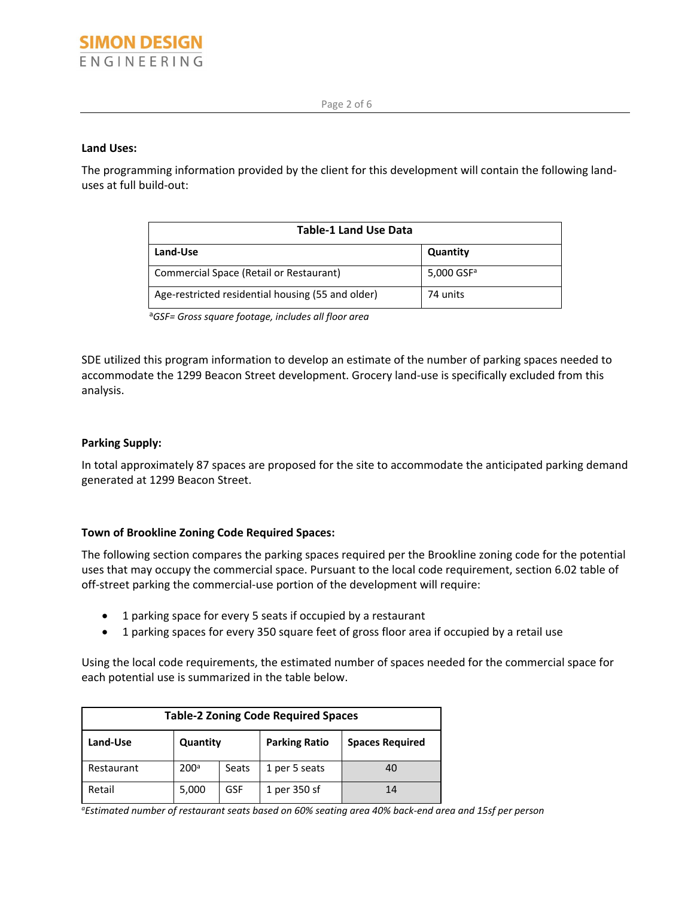### Land Uses:

The programming information provided by the client for this development will contain the following land-uses at full build-out:

| Table-1 Land Use Data | |
|---|---|
| **Land-Use** | **Quantity** |
| Commercial Space (Retail or Restaurant) | 5,000 GSF[a] |
| Age-restricted residential housing (55 and older) | 74 units |

[a]*GSF= Gross square footage, includes all floor area*

SDE utilized this program information to develop an estimate of the number of parking spaces needed to accommodate the 1299 Beacon Street development. Grocery land-use is specifically excluded from this analysis.

### Parking Supply:

In total approximately 87 spaces are proposed for the site to accommodate the anticipated parking demand generated at 1299 Beacon Street.

### Town of Brookline Zoning Code Required Spaces:

The following section compares the parking spaces required per the Brookline zoning code for the potential uses that may occupy the commercial space. Pursuant to the local code requirement, section 6.02 table of off-street parking the commercial-use portion of the development will require:

- 1 parking space for every 5 seats if occupied by a restaurant
- 1 parking spaces for every 350 square feet of gross floor area if occupied by a retail use

Using the local code requirements, the estimated number of spaces needed for the commercial space for each potential use is summarized in the table below.

| Table-2 Zoning Code Required Spaces | | | | |
|---|---|---|---|---|
| **Land-Use** | **Quantity** | | **Parking Ratio** | **Spaces Required** |
| Restaurant | 200[a] | Seats | 1 per 5 seats | 40 |
| Retail | 5,000 | GSF | 1 per 350 sf | 14 |

[a]*Estimated number of restaurant seats based on 60% seating area 40% back-end area and 15sf per person*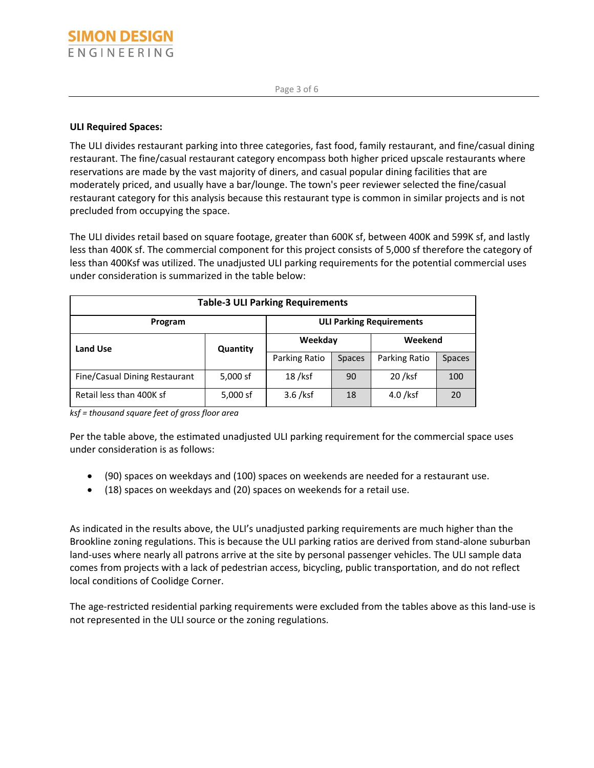**ULI Required Spaces:**

The ULI divides restaurant parking into three categories, fast food, family restaurant, and fine/casual dining restaurant. The fine/casual restaurant category encompass both higher priced upscale restaurants where reservations are made by the vast majority of diners, and casual popular dining facilities that are moderately priced, and usually have a bar/lounge. The town's peer reviewer selected the fine/casual restaurant category for this analysis because this restaurant type is common in similar projects and is not precluded from occupying the space.

The ULI divides retail based on square footage, greater than 600K sf, between 400K and 599K sf, and lastly less than 400K sf. The commercial component for this project consists of 5,000 sf therefore the category of less than 400Ksf was utilized. The unadjusted ULI parking requirements for the potential commercial uses under consideration is summarized in the table below:

| Table-3 ULI Parking Requirements | | | | | |
|---|---|---|---|---|---|
| Program | | ULI Parking Requirements | | | |
| Land Use | Quantity | Weekday | | Weekend | |
| | | Parking Ratio | Spaces | Parking Ratio | Spaces |
| Fine/Casual Dining Restaurant | 5,000 sf | 18 /ksf | 90 | 20 /ksf | 100 |
| Retail less than 400K sf | 5,000 sf | 3.6 /ksf | 18 | 4.0 /ksf | 20 |

*ksf = thousand square feet of gross floor area*

Per the table above, the estimated unadjusted ULI parking requirement for the commercial space uses under consideration is as follows:

- (90) spaces on weekdays and (100) spaces on weekends are needed for a restaurant use.
- (18) spaces on weekdays and (20) spaces on weekends for a retail use.

As indicated in the results above, the ULI's unadjusted parking requirements are much higher than the Brookline zoning regulations. This is because the ULI parking ratios are derived from stand-alone suburban land-uses where nearly all patrons arrive at the site by personal passenger vehicles. The ULI sample data comes from projects with a lack of pedestrian access, bicycling, public transportation, and do not reflect local conditions of Coolidge Corner.

The age-restricted residential parking requirements were excluded from the tables above as this land-use is not represented in the ULI source or the zoning regulations.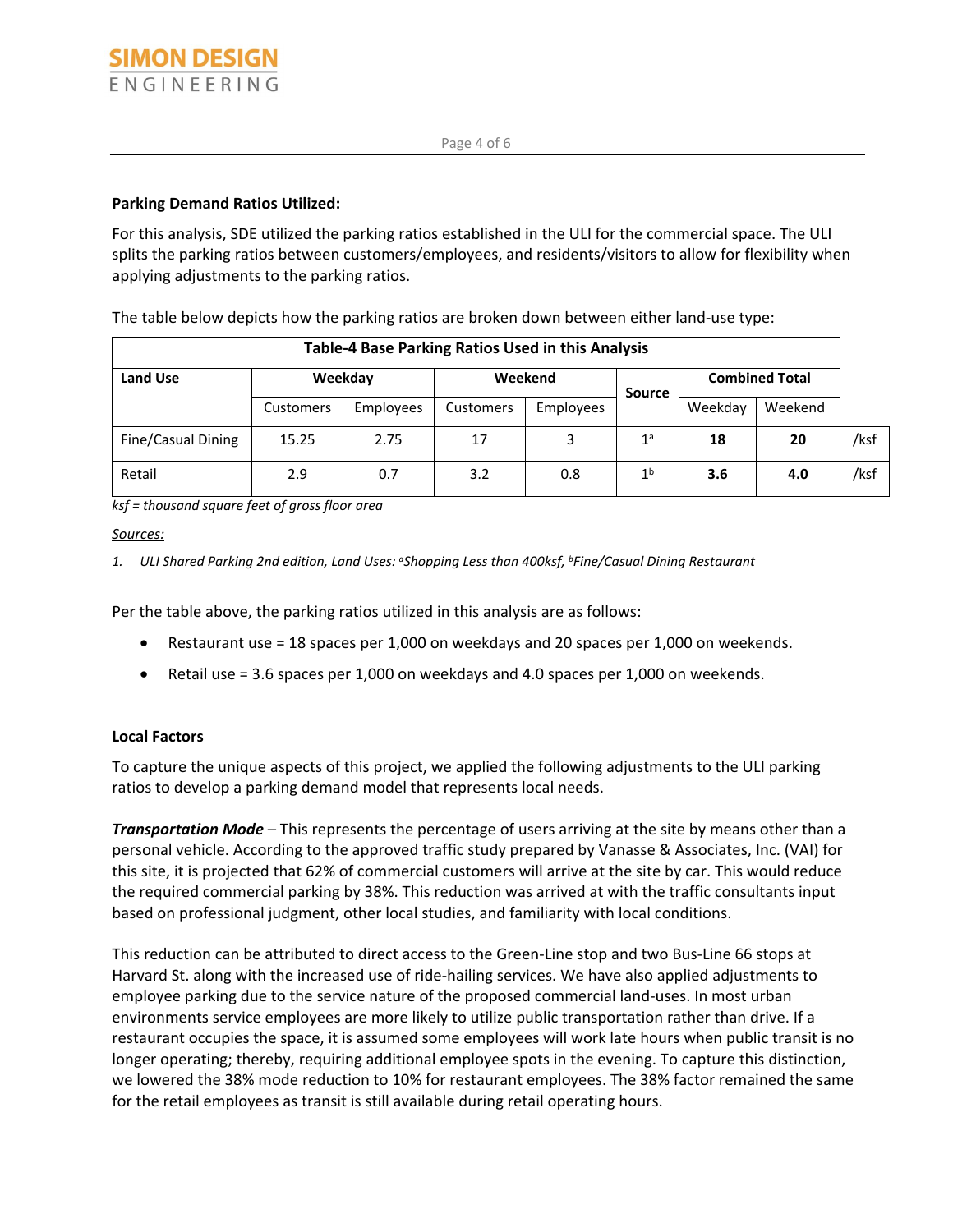**Parking Demand Ratios Utilized:**

For this analysis, SDE utilized the parking ratios established in the ULI for the commercial space. The ULI splits the parking ratios between customers/employees, and residents/visitors to allow for flexibility when applying adjustments to the parking ratios.

The table below depicts how the parking ratios are broken down between either land-use type:

| Table-4 Base Parking Ratios Used in this Analysis | | | | | | | | |
|---|---|---|---|---|---|---|---|---|
| **Land Use** | **Weekday** | | **Weekend** | | **Source** | **Combined Total** | | |
| | Customers | Employees | Customers | Employees | | Weekday | Weekend | |
| Fine/Casual Dining | 15.25 | 2.75 | 17 | 3 | 1[a] | **18** | **20** | /ksf |
| Retail | 2.9 | 0.7 | 3.2 | 0.8 | 1[b] | **3.6** | **4.0** | /ksf |

*ksf = thousand square feet of gross floor area*

*Sources:*

1. *ULI Shared Parking 2nd edition, Land Uses: [a]Shopping Less than 400ksf, [b]Fine/Casual Dining Restaurant*

Per the table above, the parking ratios utilized in this analysis are as follows:

- Restaurant use = 18 spaces per 1,000 on weekdays and 20 spaces per 1,000 on weekends.
- Retail use = 3.6 spaces per 1,000 on weekdays and 4.0 spaces per 1,000 on weekends.

**Local Factors**

To capture the unique aspects of this project, we applied the following adjustments to the ULI parking ratios to develop a parking demand model that represents local needs.

***Transportation Mode*** – This represents the percentage of users arriving at the site by means other than a personal vehicle. According to the approved traffic study prepared by Vanasse & Associates, Inc. (VAI) for this site, it is projected that 62% of commercial customers will arrive at the site by car. This would reduce the required commercial parking by 38%. This reduction was arrived at with the traffic consultants input based on professional judgment, other local studies, and familiarity with local conditions.

This reduction can be attributed to direct access to the Green-Line stop and two Bus-Line 66 stops at Harvard St. along with the increased use of ride-hailing services. We have also applied adjustments to employee parking due to the service nature of the proposed commercial land-uses. In most urban environments service employees are more likely to utilize public transportation rather than drive. If a restaurant occupies the space, it is assumed some employees will work late hours when public transit is no longer operating; thereby, requiring additional employee spots in the evening. To capture this distinction, we lowered the 38% mode reduction to 10% for restaurant employees. The 38% factor remained the same for the retail employees as transit is still available during retail operating hours.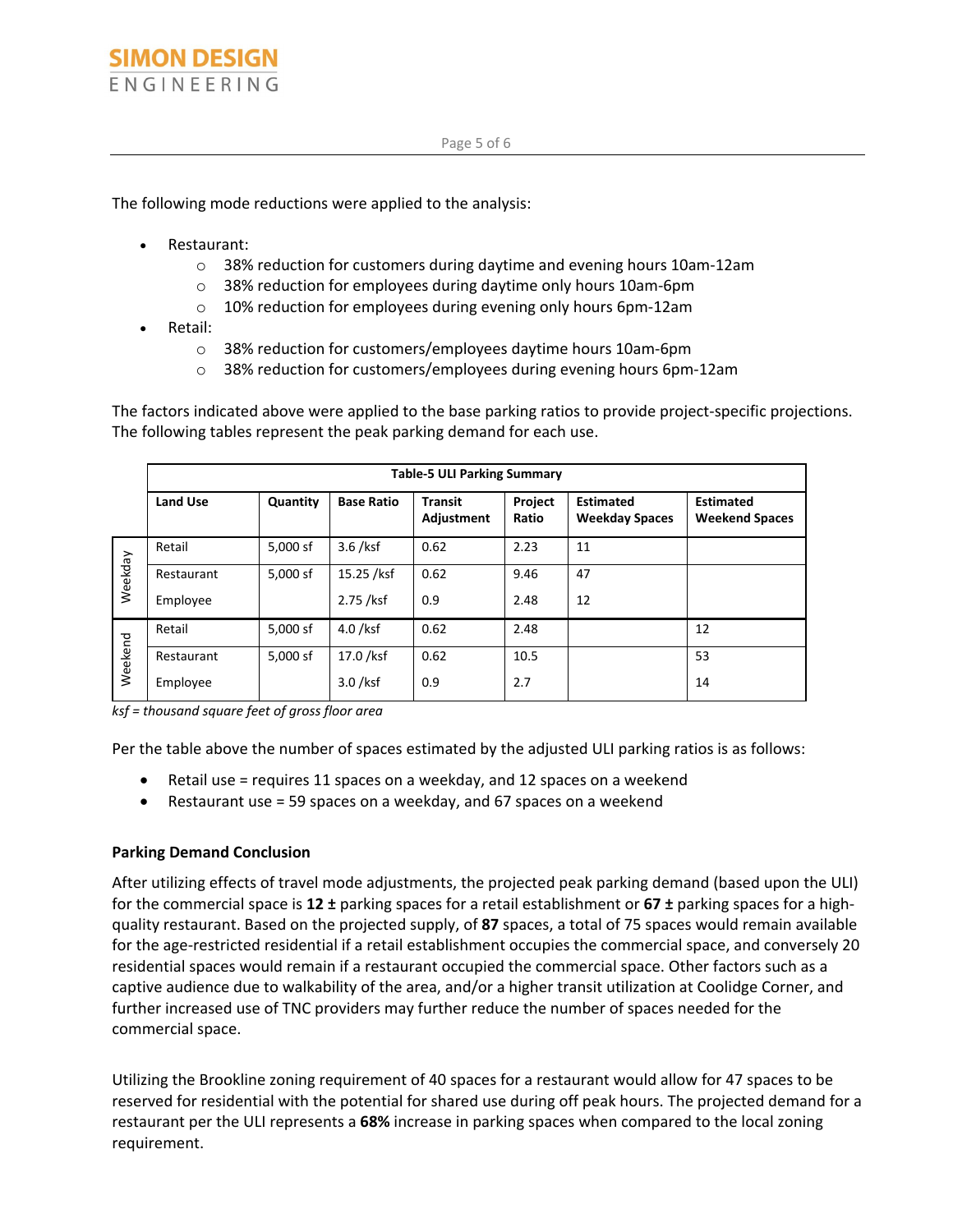The following mode reductions were applied to the analysis:

- Restaurant:
  - 38% reduction for customers during daytime and evening hours 10am-12am
  - 38% reduction for employees during daytime only hours 10am-6pm
  - 10% reduction for employees during evening only hours 6pm-12am
- Retail:
  - 38% reduction for customers/employees daytime hours 10am-6pm
  - 38% reduction for customers/employees during evening hours 6pm-12am

The factors indicated above were applied to the base parking ratios to provide project-specific projections. The following tables represent the peak parking demand for each use.

| | **Table-5 ULI Parking Summary** | | | | | | |
|---|---|---|---|---|---|---|---|
| | **Land Use** | **Quantity** | **Base Ratio** | **Transit Adjustment** | **Project Ratio** | **Estimated Weekday Spaces** | **Estimated Weekend Spaces** |
| Weekday | Retail | 5,000 sf | 3.6 /ksf | 0.62 | 2.23 | 11 | |
| | Restaurant | 5,000 sf | 15.25 /ksf | 0.62 | 9.46 | 47 | |
| | Employee | | 2.75 /ksf | 0.9 | 2.48 | 12 | |
| Weekend | Retail | 5,000 sf | 4.0 /ksf | 0.62 | 2.48 | | 12 |
| | Restaurant | 5,000 sf | 17.0 /ksf | 0.62 | 10.5 | | 53 |
| | Employee | | 3.0 /ksf | 0.9 | 2.7 | | 14 |

*ksf = thousand square feet of gross floor area*

Per the table above the number of spaces estimated by the adjusted ULI parking ratios is as follows:

- Retail use = requires 11 spaces on a weekday, and 12 spaces on a weekend
- Restaurant use = 59 spaces on a weekday, and 67 spaces on a weekend

**Parking Demand Conclusion**

After utilizing effects of travel mode adjustments, the projected peak parking demand (based upon the ULI) for the commercial space is **12 ±** parking spaces for a retail establishment or **67 ±** parking spaces for a high-quality restaurant. Based on the projected supply, of **87** spaces, a total of 75 spaces would remain available for the age-restricted residential if a retail establishment occupies the commercial space, and conversely 20 residential spaces would remain if a restaurant occupied the commercial space. Other factors such as a captive audience due to walkability of the area, and/or a higher transit utilization at Coolidge Corner, and further increased use of TNC providers may further reduce the number of spaces needed for the commercial space.

Utilizing the Brookline zoning requirement of 40 spaces for a restaurant would allow for 47 spaces to be reserved for residential with the potential for shared use during off peak hours. The projected demand for a restaurant per the ULI represents a **68%** increase in parking spaces when compared to the local zoning requirement.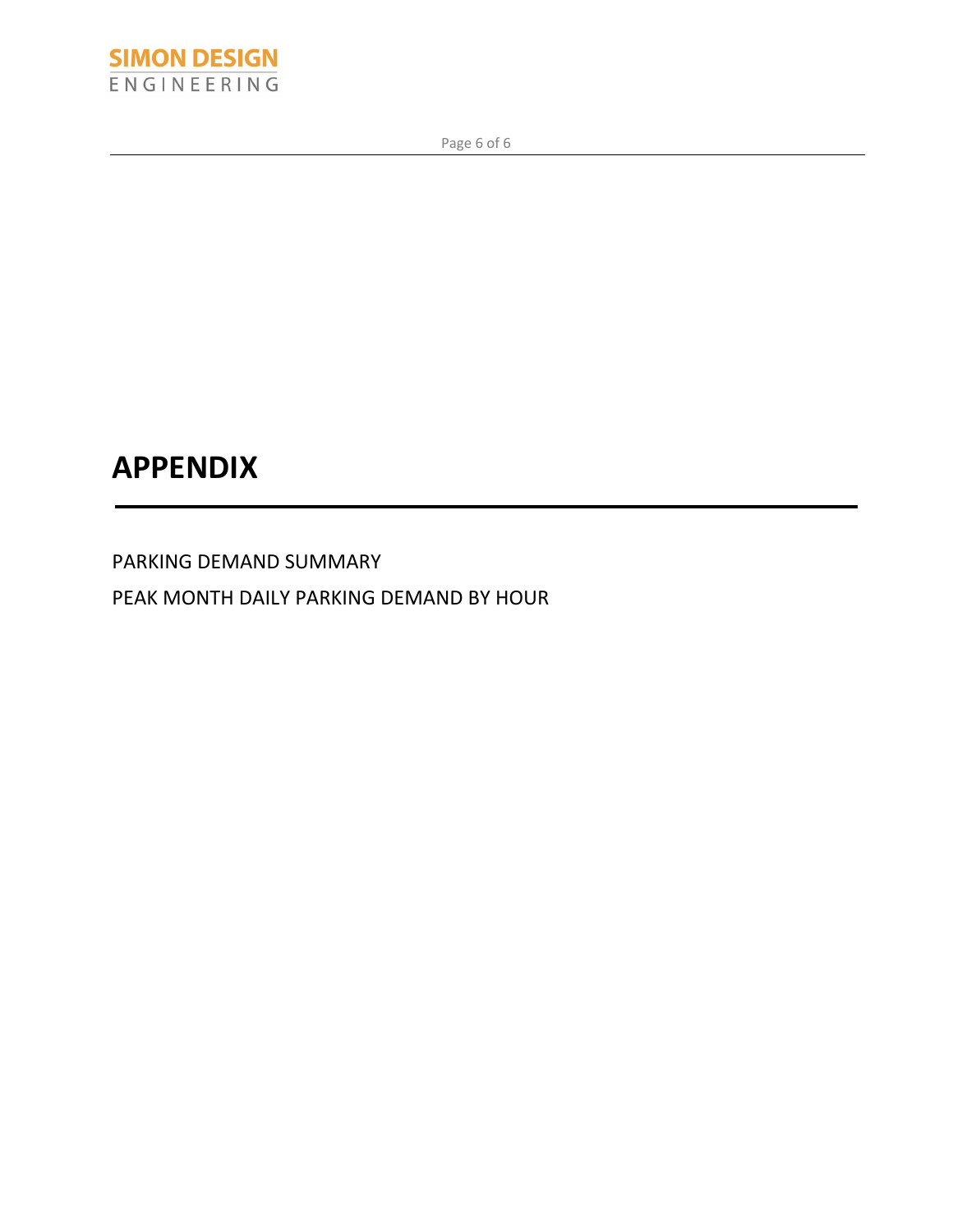# APPENDIX

PARKING DEMAND SUMMARY

PEAK MONTH DAILY PARKING DEMAND BY HOUR